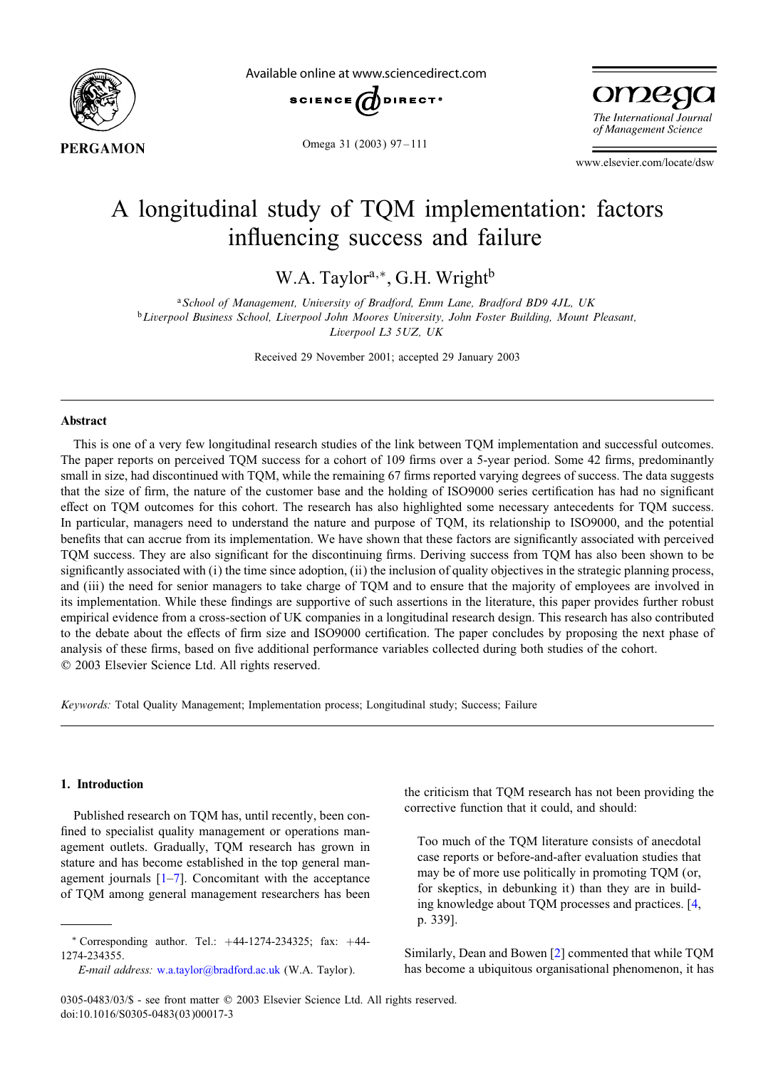# A longitudinal study of TQM implementation: factors influencing success and failure

W.A. Taylor[a,*], G.H. Wright[b]

[a] *School of Management, University of Bradford, Emm Lane, Bradford BD9 4JL, UK*
[b] *Liverpool Business School, Liverpool John Moores University, John Foster Building, Mount Pleasant, Liverpool L3 5UZ, UK*

Received 29 November 2001; accepted 29 January 2003

## Abstract

This is one of a very few longitudinal research studies of the link between TQM implementation and successful outcomes. The paper reports on perceived TQM success for a cohort of 109 firms over a 5-year period. Some 42 firms, predominantly small in size, had discontinued with TQM, while the remaining 67 firms reported varying degrees of success. The data suggests that the size of firm, the nature of the customer base and the holding of ISO9000 series certification has had no significant effect on TQM outcomes for this cohort. The research has also highlighted some necessary antecedents for TQM success. In particular, managers need to understand the nature and purpose of TQM, its relationship to ISO9000, and the potential benefits that can accrue from its implementation. We have shown that these factors are significantly associated with perceived TQM success. They are also significant for the discontinuing firms. Deriving success from TQM has also been shown to be significantly associated with (i) the time since adoption, (ii) the inclusion of quality objectives in the strategic planning process, and (iii) the need for senior managers to take charge of TQM and to ensure that the majority of employees are involved in its implementation. While these findings are supportive of such assertions in the literature, this paper provides further robust empirical evidence from a cross-section of UK companies in a longitudinal research design. This research has also contributed to the debate about the effects of firm size and ISO9000 certification. The paper concludes by proposing the next phase of analysis of these firms, based on five additional performance variables collected during both studies of the cohort.
© 2003 Elsevier Science Ltd. All rights reserved.

*Keywords:* Total Quality Management; Implementation process; Longitudinal study; Success; Failure

## 1. Introduction

Published research on TQM has, until recently, been confined to specialist quality management or operations management outlets. Gradually, TQM research has grown in stature and has become established in the top general management journals [1–7]. Concomitant with the acceptance of TQM among general management researchers has been the criticism that TQM research has not been providing the corrective function that it could, and should:

> Too much of the TQM literature consists of anecdotal case reports or before-and-after evaluation studies that may be of more use politically in promoting TQM (or, for skeptics, in debunking it) than they are in building knowledge about TQM processes and practices. [4, p. 339].

Similarly, Dean and Bowen [2] commented that while TQM has become a ubiquitous organisational phenomenon, it has

---

* Corresponding author. Tel.: +44-1274-234325; fax: +44-1274-234355.
*E-mail address:* w.a.taylor@bradford.ac.uk (W.A. Taylor).

0305-0483/03/$ - see front matter © 2003 Elsevier Science Ltd. All rights reserved.
doi:10.1016/S0305-0483(03)00017-3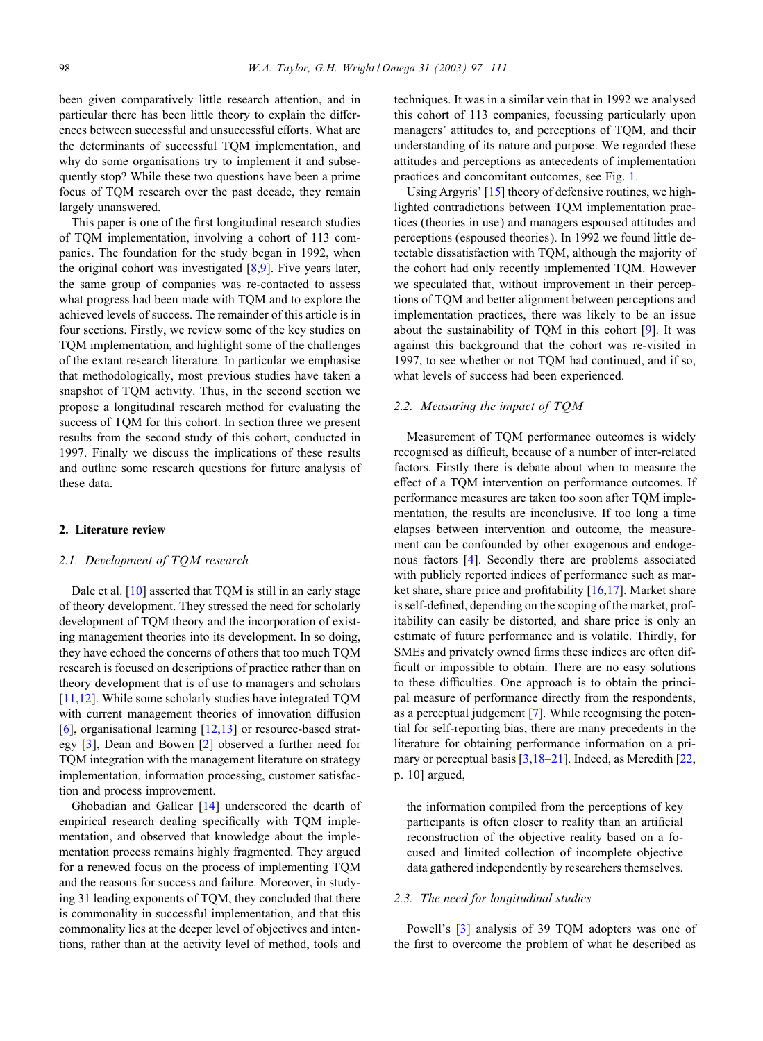been given comparatively little research attention, and in particular there has been little theory to explain the differences between successful and unsuccessful efforts. What are the determinants of successful TQM implementation, and why do some organisations try to implement it and subsequently stop? While these two questions have been a prime focus of TQM research over the past decade, they remain largely unanswered.

This paper is one of the first longitudinal research studies of TQM implementation, involving a cohort of 113 companies. The foundation for the study began in 1992, when the original cohort was investigated [8,9]. Five years later, the same group of companies was re-contacted to assess what progress had been made with TQM and to explore the achieved levels of success. The remainder of this article is in four sections. Firstly, we review some of the key studies on TQM implementation, and highlight some of the challenges of the extant research literature. In particular we emphasise that methodologically, most previous studies have taken a snapshot of TQM activity. Thus, in the second section we propose a longitudinal research method for evaluating the success of TQM for this cohort. In section three we present results from the second study of this cohort, conducted in 1997. Finally we discuss the implications of these results and outline some research questions for future analysis of these data.

## 2. Literature review

### 2.1. Development of TQM research

Dale et al. [10] asserted that TQM is still in an early stage of theory development. They stressed the need for scholarly development of TQM theory and the incorporation of existing management theories into its development. In so doing, they have echoed the concerns of others that too much TQM research is focused on descriptions of practice rather than on theory development that is of use to managers and scholars [11,12]. While some scholarly studies have integrated TQM with current management theories of innovation diffusion [6], organisational learning [12,13] or resource-based strategy [3], Dean and Bowen [2] observed a further need for TQM integration with the management literature on strategy implementation, information processing, customer satisfaction and process improvement.

Ghobadian and Gallear [14] underscored the dearth of empirical research dealing specifically with TQM implementation, and observed that knowledge about the implementation process remains highly fragmented. They argued for a renewed focus on the process of implementing TQM and the reasons for success and failure. Moreover, in studying 31 leading exponents of TQM, they concluded that there is commonality in successful implementation, and that this commonality lies at the deeper level of objectives and intentions, rather than at the activity level of method, tools and techniques. It was in a similar vein that in 1992 we analysed this cohort of 113 companies, focussing particularly upon managers' attitudes to, and perceptions of TQM, and their understanding of its nature and purpose. We regarded these attitudes and perceptions as antecedents of implementation practices and concomitant outcomes, see Fig. 1.

Using Argyris' [15] theory of defensive routines, we highlighted contradictions between TQM implementation practices (theories in use) and managers espoused attitudes and perceptions (espoused theories). In 1992 we found little detectable dissatisfaction with TQM, although the majority of the cohort had only recently implemented TQM. However we speculated that, without improvement in their perceptions of TQM and better alignment between perceptions and implementation practices, there was likely to be an issue about the sustainability of TQM in this cohort [9]. It was against this background that the cohort was re-visited in 1997, to see whether or not TQM had continued, and if so, what levels of success had been experienced.

### 2.2. Measuring the impact of TQM

Measurement of TQM performance outcomes is widely recognised as difficult, because of a number of inter-related factors. Firstly there is debate about when to measure the effect of a TQM intervention on performance outcomes. If performance measures are taken too soon after TQM implementation, the results are inconclusive. If too long a time elapses between intervention and outcome, the measurement can be confounded by other exogenous and endogenous factors [4]. Secondly there are problems associated with publicly reported indices of performance such as market share, share price and profitability [16,17]. Market share is self-defined, depending on the scoping of the market, profitability can easily be distorted, and share price is only an estimate of future performance and is volatile. Thirdly, for SMEs and privately owned firms these indices are often difficult or impossible to obtain. There are no easy solutions to these difficulties. One approach is to obtain the principal measure of performance directly from the respondents, as a perceptual judgement [7]. While recognising the potential for self-reporting bias, there are many precedents in the literature for obtaining performance information on a primary or perceptual basis [3,18–21]. Indeed, as Meredith [22, p. 10] argued,

> the information compiled from the perceptions of key participants is often closer to reality than an artificial reconstruction of the objective reality based on a focused and limited collection of incomplete objective data gathered independently by researchers themselves.

### 2.3. The need for longitudinal studies

Powell's [3] analysis of 39 TQM adopters was one of the first to overcome the problem of what he described as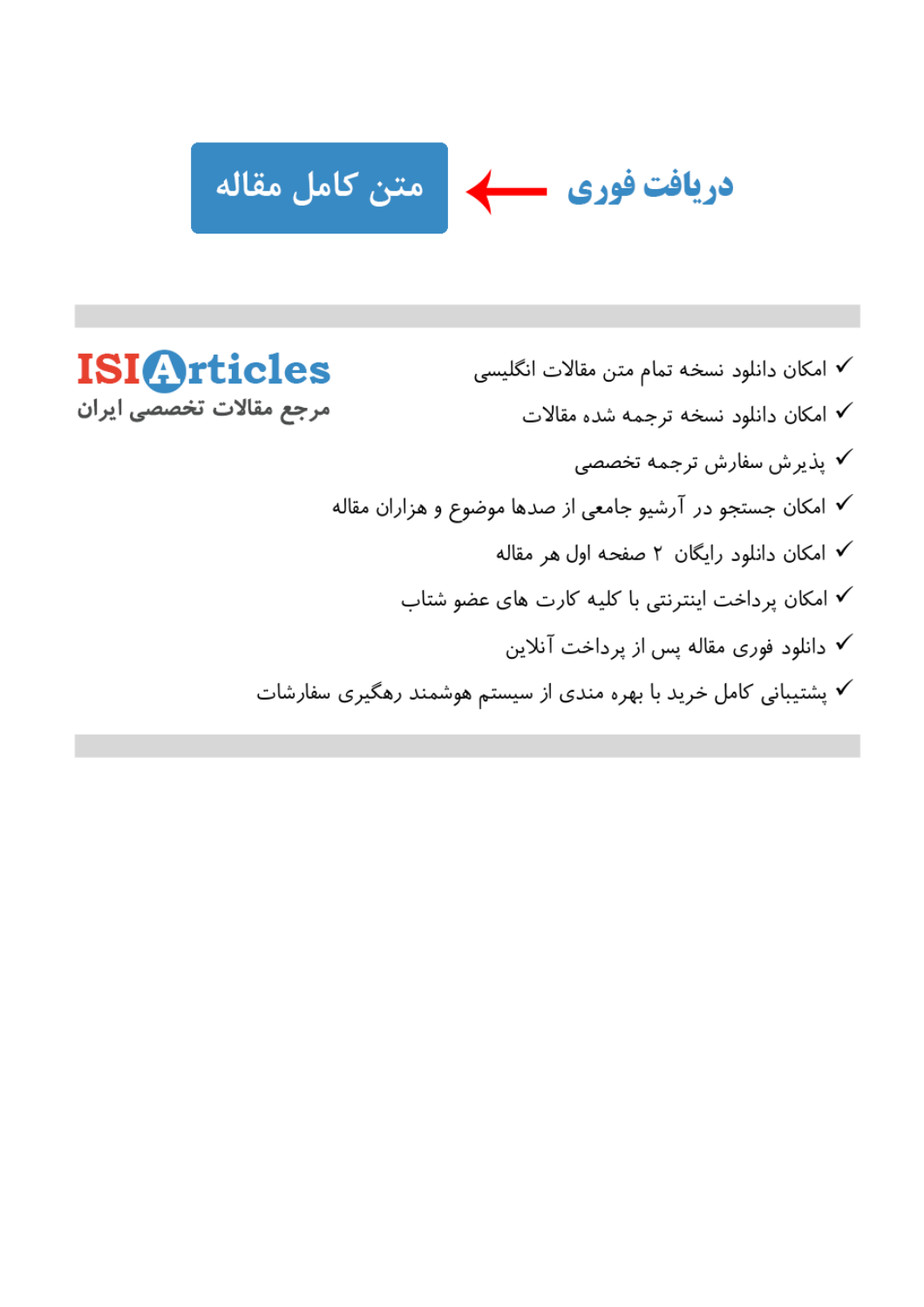دریافت فوری ← **متن کامل مقاله**

**ISIArticles**
مرجع مقالات تخصصی ایران

- ✓ امکان دانلود نسخه تمام متن مقالات انگلیسی
- ✓ امکان دانلود نسخه ترجمه شده مقالات
- ✓ پذیرش سفارش ترجمه تخصصی
- ✓ امکان جستجو در آرشیو جامعی از صدها موضوع و هزاران مقاله
- ✓ امکان دانلود رایگان ۲ صفحه اول هر مقاله
- ✓ امکان پرداخت اینترنتی با کلیه کارت های عضو شتاب
- ✓ دانلود فوری مقاله پس از پرداخت آنلاین
- ✓ پشتیبانی کامل خرید با بهره مندی از سیستم هوشمند رهگیری سفارشات